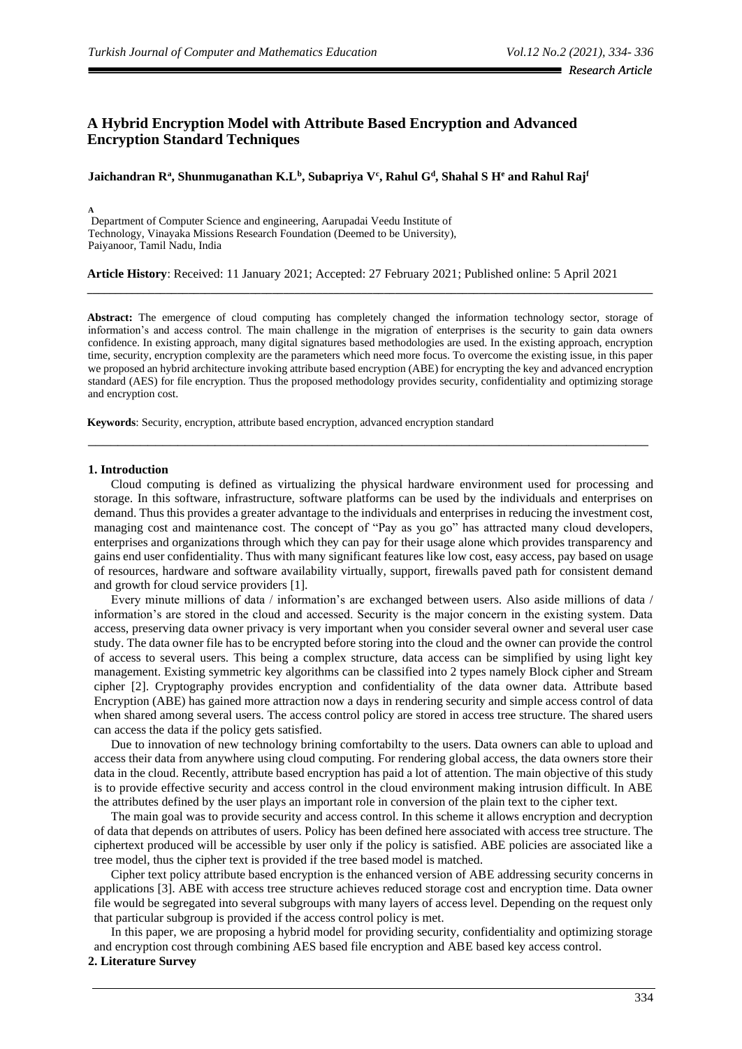# A Hybrid Encryption Model with Attribute Based Encryption and Advanced Encryption Standard Techniques

**Jaichandran R[a], Shunmuganathan K.L[b], Subapriya V[c], Rahul G[d], Shahal S H[e] and Rahul Raj[f]**

[A] Department of Computer Science and engineering, Aarupadai Veedu Institute of Technology, Vinayaka Missions Research Foundation (Deemed to be University), Paiyanoor, Tamil Nadu, India

**Article History**: Received: 11 January 2021; Accepted: 27 February 2021; Published online: 5 April 2021

---

**Abstract:** The emergence of cloud computing has completely changed the information technology sector, storage of information's and access control. The main challenge in the migration of enterprises is the security to gain data owners confidence. In existing approach, many digital signatures based methodologies are used. In the existing approach, encryption time, security, encryption complexity are the parameters which need more focus. To overcome the existing issue, in this paper we proposed an hybrid architecture invoking attribute based encryption (ABE) for encrypting the key and advanced encryption standard (AES) for file encryption. Thus the proposed methodology provides security, confidentiality and optimizing storage and encryption cost.

**Keywords**: Security, encryption, attribute based encryption, advanced encryption standard

---

## 1. Introduction

Cloud computing is defined as virtualizing the physical hardware environment used for processing and storage. In this software, infrastructure, software platforms can be used by the individuals and enterprises on demand. Thus this provides a greater advantage to the individuals and enterprises in reducing the investment cost, managing cost and maintenance cost. The concept of "Pay as you go" has attracted many cloud developers, enterprises and organizations through which they can pay for their usage alone which provides transparency and gains end user confidentiality. Thus with many significant features like low cost, easy access, pay based on usage of resources, hardware and software availability virtually, support, firewalls paved path for consistent demand and growth for cloud service providers [1].

Every minute millions of data / information's are exchanged between users. Also aside millions of data / information's are stored in the cloud and accessed. Security is the major concern in the existing system. Data access, preserving data owner privacy is very important when you consider several owner and several user case study. The data owner file has to be encrypted before storing into the cloud and the owner can provide the control of access to several users. This being a complex structure, data access can be simplified by using light key management. Existing symmetric key algorithms can be classified into 2 types namely Block cipher and Stream cipher [2]. Cryptography provides encryption and confidentiality of the data owner data. Attribute based Encryption (ABE) has gained more attraction now a days in rendering security and simple access control of data when shared among several users. The access control policy are stored in access tree structure. The shared users can access the data if the policy gets satisfied.

Due to innovation of new technology brining comfortabilty to the users. Data owners can able to upload and access their data from anywhere using cloud computing. For rendering global access, the data owners store their data in the cloud. Recently, attribute based encryption has paid a lot of attention. The main objective of this study is to provide effective security and access control in the cloud environment making intrusion difficult. In ABE the attributes defined by the user plays an important role in conversion of the plain text to the cipher text.

The main goal was to provide security and access control. In this scheme it allows encryption and decryption of data that depends on attributes of users. Policy has been defined here associated with access tree structure. The ciphertext produced will be accessible by user only if the policy is satisfied. ABE policies are associated like a tree model, thus the cipher text is provided if the tree based model is matched.

Cipher text policy attribute based encryption is the enhanced version of ABE addressing security concerns in applications [3]. ABE with access tree structure achieves reduced storage cost and encryption time. Data owner file would be segregated into several subgroups with many layers of access level. Depending on the request only that particular subgroup is provided if the access control policy is met.

In this paper, we are proposing a hybrid model for providing security, confidentiality and optimizing storage and encryption cost through combining AES based file encryption and ABE based key access control.

## 2. Literature Survey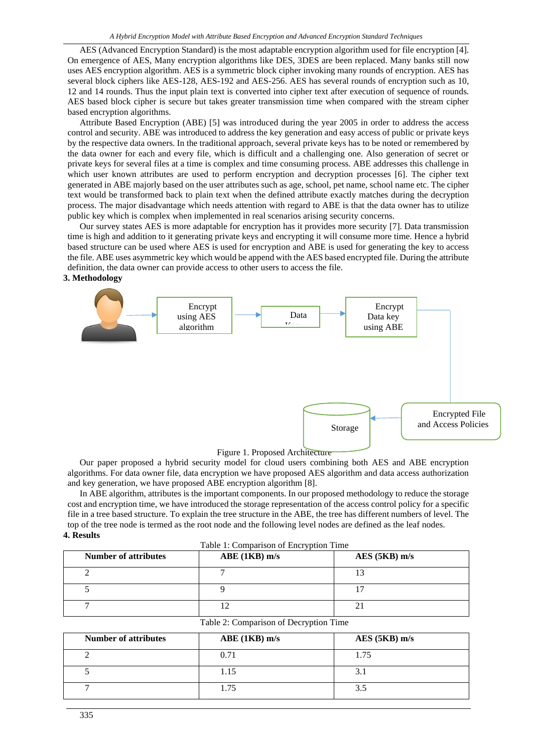AES (Advanced Encryption Standard) is the most adaptable encryption algorithm used for file encryption [4]. On emergence of AES, Many encryption algorithms like DES, 3DES are been replaced. Many banks still now uses AES encryption algorithm. AES is a symmetric block cipher invoking many rounds of encryption. AES has several block ciphers like AES-128, AES-192 and AES-256. AES has several rounds of encryption such as 10, 12 and 14 rounds. Thus the input plain text is converted into cipher text after execution of sequence of rounds. AES based block cipher is secure but takes greater transmission time when compared with the stream cipher based encryption algorithms.

Attribute Based Encryption (ABE) [5] was introduced during the year 2005 in order to address the access control and security. ABE was introduced to address the key generation and easy access of public or private keys by the respective data owners. In the traditional approach, several private keys has to be noted or remembered by the data owner for each and every file, which is difficult and a challenging one. Also generation of secret or private keys for several files at a time is complex and time consuming process. ABE addresses this challenge in which user known attributes are used to perform encryption and decryption processes [6]. The cipher text generated in ABE majorly based on the user attributes such as age, school, pet name, school name etc. The cipher text would be transformed back to plain text when the defined attribute exactly matches during the decryption process. The major disadvantage which needs attention with regard to ABE is that the data owner has to utilize public key which is complex when implemented in real scenarios arising security concerns.

Our survey states AES is more adaptable for encryption has it provides more security [7]. Data transmission time is high and addition to it generating private keys and encrypting it will consume more time. Hence a hybrid based structure can be used where AES is used for encryption and ABE is used for generating the key to access the file. ABE uses asymmetric key which would be append with the AES based encrypted file. During the attribute definition, the data owner can provide access to other users to access the file.

## 3. Methodology

Encrypt using AES algorithm → Data Key → Encrypt Data key using ABE → Encrypted File and Access Policies → Storage

Figure 1. Proposed Architecture

Our paper proposed a hybrid security model for cloud users combining both AES and ABE encryption algorithms. For data owner file, data encryption we have proposed AES algorithm and data access authorization and key generation, we have proposed ABE encryption algorithm [8].

In ABE algorithm, attributes is the important components. In our proposed methodology to reduce the storage cost and encryption time, we have introduced the storage representation of the access control policy for a specific file in a tree based structure. To explain the tree structure in the ABE, the tree has different numbers of level. The top of the tree node is termed as the root node and the following level nodes are defined as the leaf nodes.

## 4. Results

Table 1: Comparison of Encryption Time

| Number of attributes | ABE (1KB) m/s | AES (5KB) m/s |
|---|---|---|
| 2 | 7 | 13 |
| 5 | 9 | 17 |
| 7 | 12 | 21 |

Table 2: Comparison of Decryption Time

| Number of attributes | ABE (1KB) m/s | AES (5KB) m/s |
|---|---|---|
| 2 | 0.71 | 1.75 |
| 5 | 1.15 | 3.1 |
| 7 | 1.75 | 3.5 |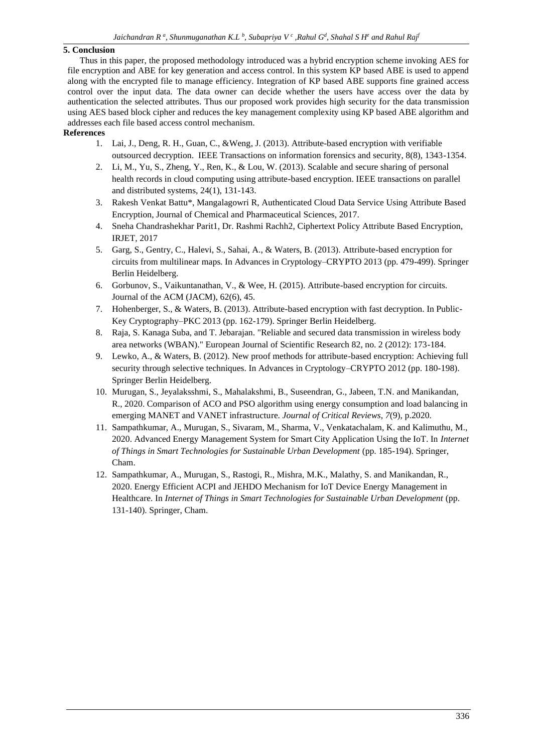## 5. Conclusion

Thus in this paper, the proposed methodology introduced was a hybrid encryption scheme invoking AES for file encryption and ABE for key generation and access control. In this system KP based ABE is used to append along with the encrypted file to manage efficiency. Integration of KP based ABE supports fine grained access control over the input data. The data owner can decide whether the users have access over the data by authentication the selected attributes. Thus our proposed work provides high security for the data transmission using AES based block cipher and reduces the key management complexity using KP based ABE algorithm and addresses each file based access control mechanism.

## References

1. Lai, J., Deng, R. H., Guan, C., &Weng, J. (2013). Attribute-based encryption with verifiable outsourced decryption. IEEE Transactions on information forensics and security, 8(8), 1343-1354.
2. Li, M., Yu, S., Zheng, Y., Ren, K., & Lou, W. (2013). Scalable and secure sharing of personal health records in cloud computing using attribute-based encryption. IEEE transactions on parallel and distributed systems, 24(1), 131-143.
3. Rakesh Venkat Battu*, Mangalagowri R, Authenticated Cloud Data Service Using Attribute Based Encryption, Journal of Chemical and Pharmaceutical Sciences, 2017.
4. Sneha Chandrashekhar Parit1, Dr. Rashmi Rachh2, Ciphertext Policy Attribute Based Encryption, IRJET, 2017
5. Garg, S., Gentry, C., Halevi, S., Sahai, A., & Waters, B. (2013). Attribute-based encryption for circuits from multilinear maps. In Advances in Cryptology–CRYPTO 2013 (pp. 479-499). Springer Berlin Heidelberg.
6. Gorbunov, S., Vaikuntanathan, V., & Wee, H. (2015). Attribute-based encryption for circuits. Journal of the ACM (JACM), 62(6), 45.
7. Hohenberger, S., & Waters, B. (2013). Attribute-based encryption with fast decryption. In Public-Key Cryptography–PKC 2013 (pp. 162-179). Springer Berlin Heidelberg.
8. Raja, S. Kanaga Suba, and T. Jebarajan. "Reliable and secured data transmission in wireless body area networks (WBAN)." European Journal of Scientific Research 82, no. 2 (2012): 173-184.
9. Lewko, A., & Waters, B. (2012). New proof methods for attribute-based encryption: Achieving full security through selective techniques. In Advances in Cryptology–CRYPTO 2012 (pp. 180-198). Springer Berlin Heidelberg.
10. Murugan, S., Jeyalaksshmi, S., Mahalakshmi, B., Suseendran, G., Jabeen, T.N. and Manikandan, R., 2020. Comparison of ACO and PSO algorithm using energy consumption and load balancing in emerging MANET and VANET infrastructure. *Journal of Critical Reviews*, *7*(9), p.2020.
11. Sampathkumar, A., Murugan, S., Sivaram, M., Sharma, V., Venkatachalam, K. and Kalimuthu, M., 2020. Advanced Energy Management System for Smart City Application Using the IoT. In *Internet of Things in Smart Technologies for Sustainable Urban Development* (pp. 185-194). Springer, Cham.
12. Sampathkumar, A., Murugan, S., Rastogi, R., Mishra, M.K., Malathy, S. and Manikandan, R., 2020. Energy Efficient ACPI and JEHDO Mechanism for IoT Device Energy Management in Healthcare. In *Internet of Things in Smart Technologies for Sustainable Urban Development* (pp. 131-140). Springer, Cham.